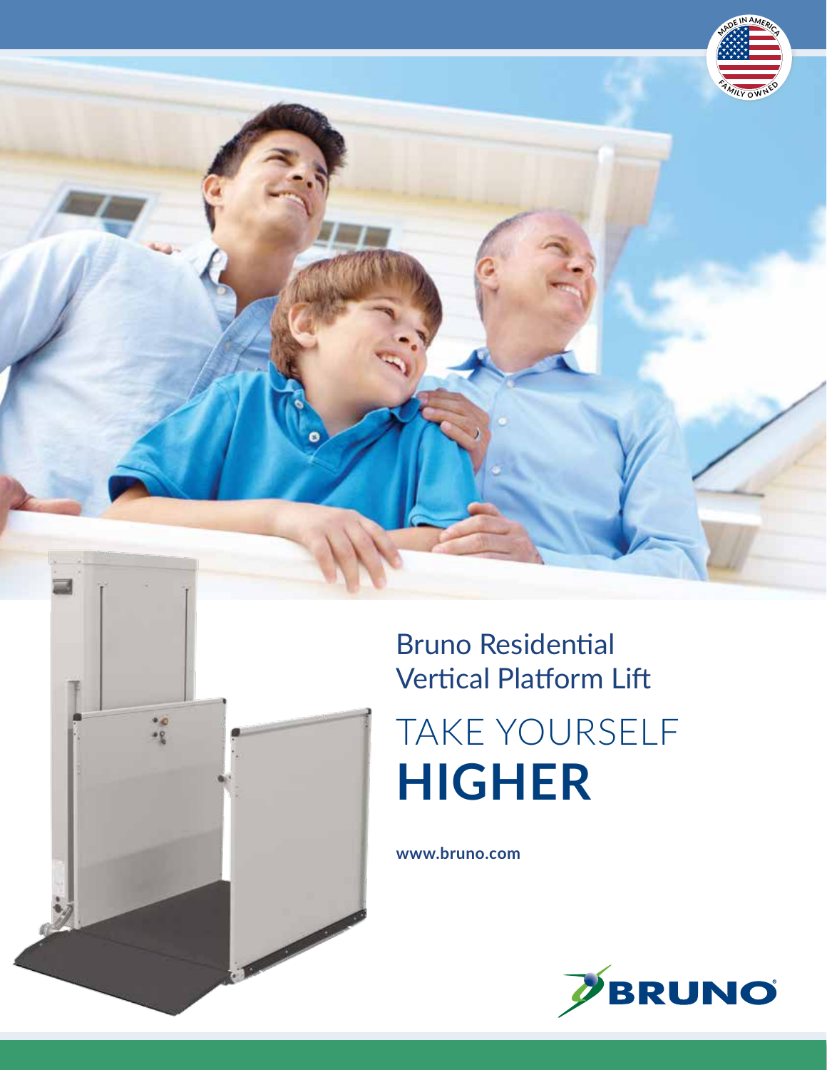# Bruno Residential Vertical Platform Lift

## TAKE YOURSELF **HIGHER**

**www.bruno.com**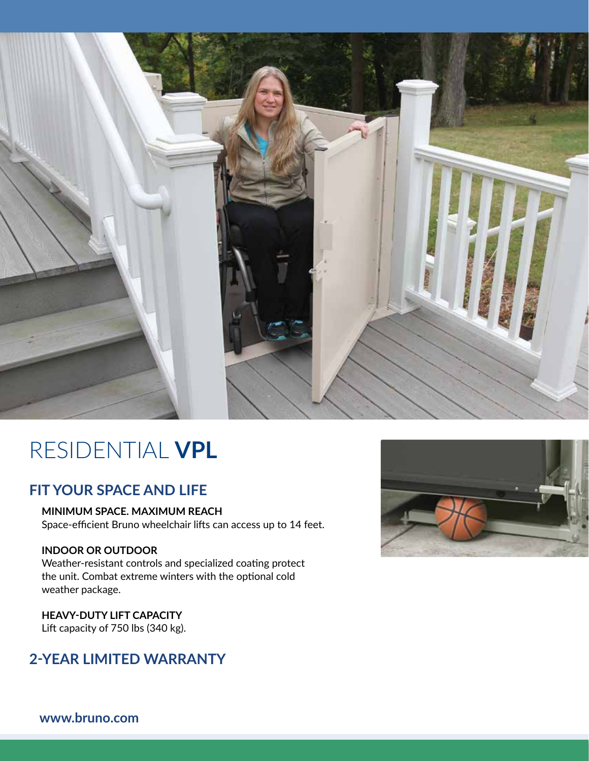# RESIDENTIAL **VPL**

## FIT YOUR SPACE AND LIFE

**MINIMUM SPACE. MAXIMUM REACH**
Space-efficient Bruno wheelchair lifts can access up to 14 feet.

**INDOOR OR OUTDOOR**
Weather-resistant controls and specialized coating protect the unit. Combat extreme winters with the optional cold weather package.

**HEAVY-DUTY LIFT CAPACITY**
Lift capacity of 750 lbs (340 kg).

## 2-YEAR LIMITED WARRANTY

**www.bruno.com**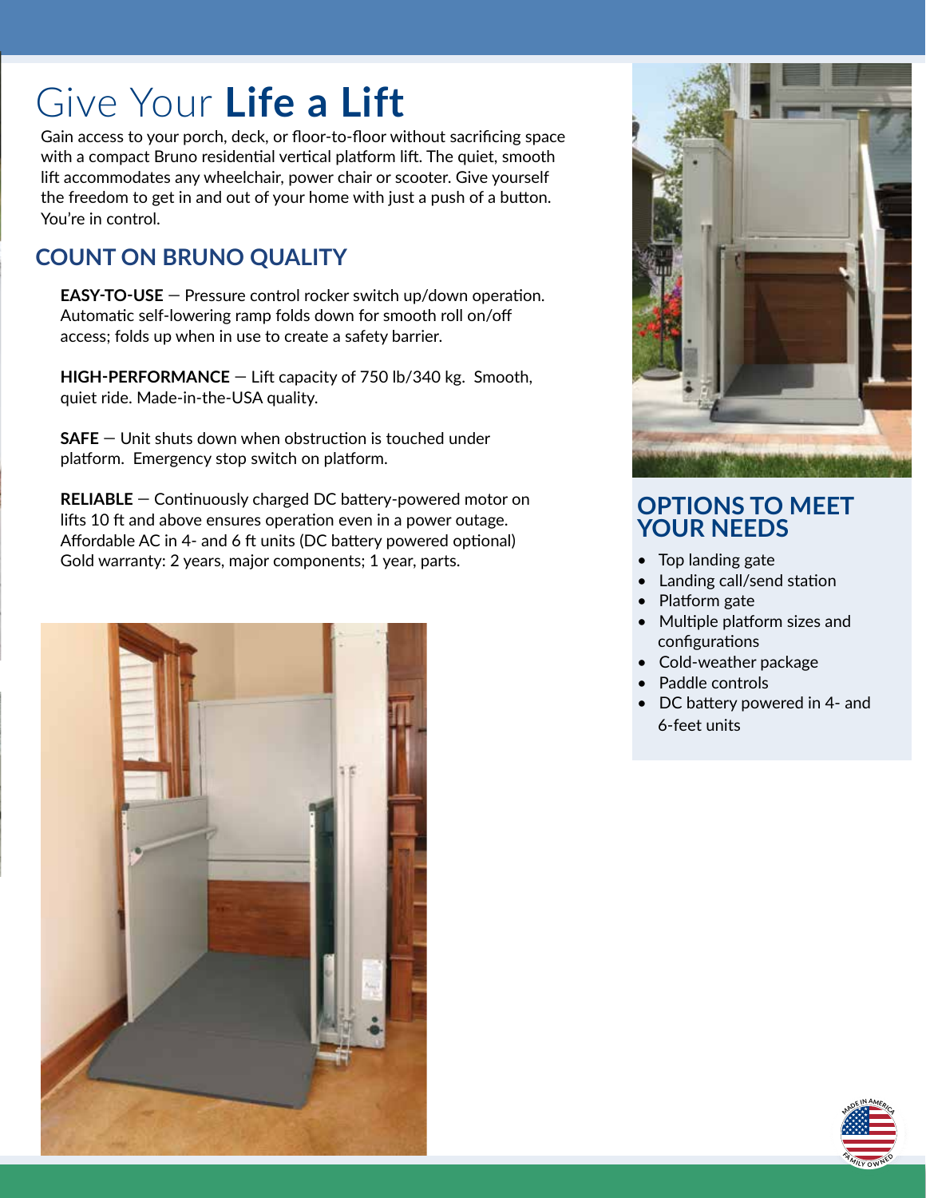# Give Your **Life a Lift**

Gain access to your porch, deck, or floor-to-floor without sacrificing space with a compact Bruno residential vertical platform lift. The quiet, smooth lift accommodates any wheelchair, power chair or scooter. Give yourself the freedom to get in and out of your home with just a push of a button. You're in control.

## COUNT ON BRUNO QUALITY

**EASY-TO-USE** — Pressure control rocker switch up/down operation. Automatic self-lowering ramp folds down for smooth roll on/off access; folds up when in use to create a safety barrier.

**HIGH-PERFORMANCE** — Lift capacity of 750 lb/340 kg. Smooth, quiet ride. Made-in-the-USA quality.

**SAFE** — Unit shuts down when obstruction is touched under platform. Emergency stop switch on platform.

**RELIABLE** — Continuously charged DC battery-powered motor on lifts 10 ft and above ensures operation even in a power outage. Affordable AC in 4- and 6 ft units (DC battery powered optional) Gold warranty: 2 years, major components; 1 year, parts.

## OPTIONS TO MEET YOUR NEEDS

- Top landing gate
- Landing call/send station
- Platform gate
- Multiple platform sizes and configurations
- Cold-weather package
- Paddle controls
- DC battery powered in 4- and 6-feet units

MADE IN AMERICA
FAMILY OWNED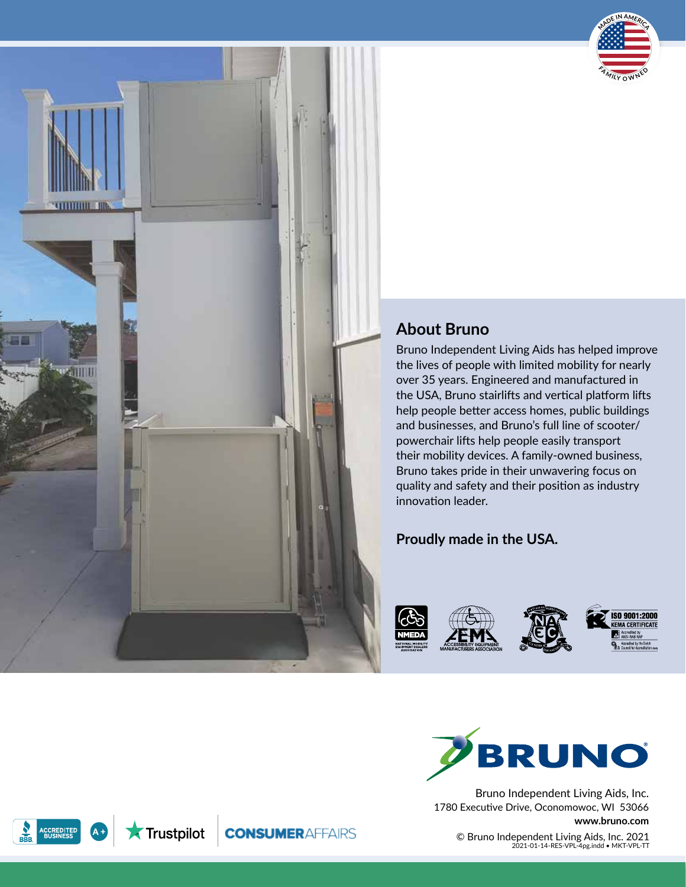## About Bruno

Bruno Independent Living Aids has helped improve the lives of people with limited mobility for nearly over 35 years. Engineered and manufactured in the USA, Bruno stairlifts and vertical platform lifts help people better access homes, public buildings and businesses, and Bruno's full line of scooter/powerchair lifts help people easily transport their mobility devices. A family-owned business, Bruno takes pride in their unwavering focus on quality and safety and their position as industry innovation leader.

**Proudly made in the USA.**

Bruno Independent Living Aids, Inc.
1780 Executive Drive, Oconomowoc, WI 53066
**www.bruno.com**

© Bruno Independent Living Aids, Inc. 2021
2021-01-14-RES-VPL-4pg.indd • MKT-VPL-TT